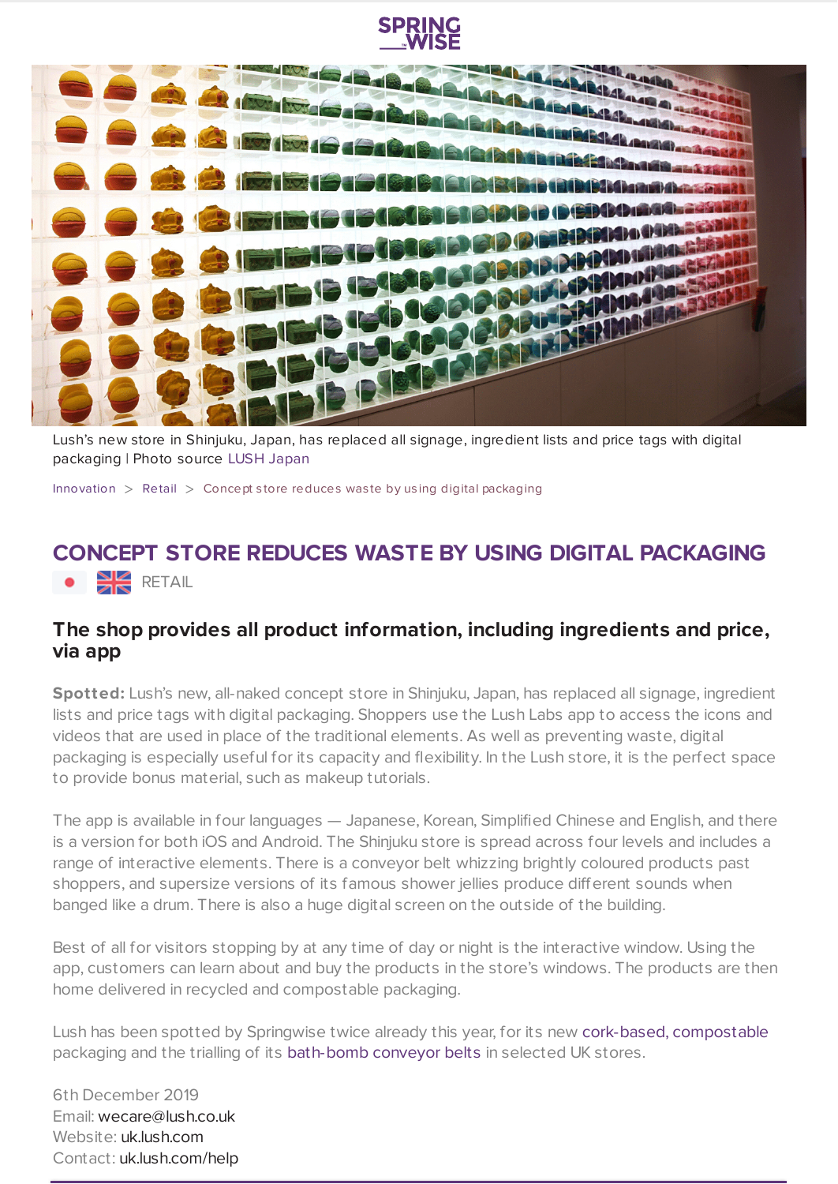Lush's new store in Shinjuku, Japan, has replaced all signage, ingredient lists and price tags with digital packaging | Photo source LUSH Japan

Innovation > Retail > Concept store reduces waste by using digital packaging

# CONCEPT STORE REDUCES WASTE BY USING DIGITAL PACKAGING

RETAIL

## The shop provides all product information, including ingredients and price, via app

**Spotted:** Lush's new, all-naked concept store in Shinjuku, Japan, has replaced all signage, ingredient lists and price tags with digital packaging. Shoppers use the Lush Labs app to access the icons and videos that are used in place of the traditional elements. As well as preventing waste, digital packaging is especially useful for its capacity and flexibility. In the Lush store, it is the perfect space to provide bonus material, such as makeup tutorials.

The app is available in four languages — Japanese, Korean, Simplified Chinese and English, and there is a version for both iOS and Android. The Shinjuku store is spread across four levels and includes a range of interactive elements. There is a conveyor belt whizzing brightly coloured products past shoppers, and supersize versions of its famous shower jellies produce different sounds when banged like a drum. There is also a huge digital screen on the outside of the building.

Best of all for visitors stopping by at any time of day or night is the interactive window. Using the app, customers can learn about and buy the products in the store's windows. The products are then home delivered in recycled and compostable packaging.

Lush has been spotted by Springwise twice already this year, for its new cork-based, compostable packaging and the trialling of its bath-bomb conveyor belts in selected UK stores.

6th December 2019
Email: wecare@lush.co.uk
Website: uk.lush.com
Contact: uk.lush.com/help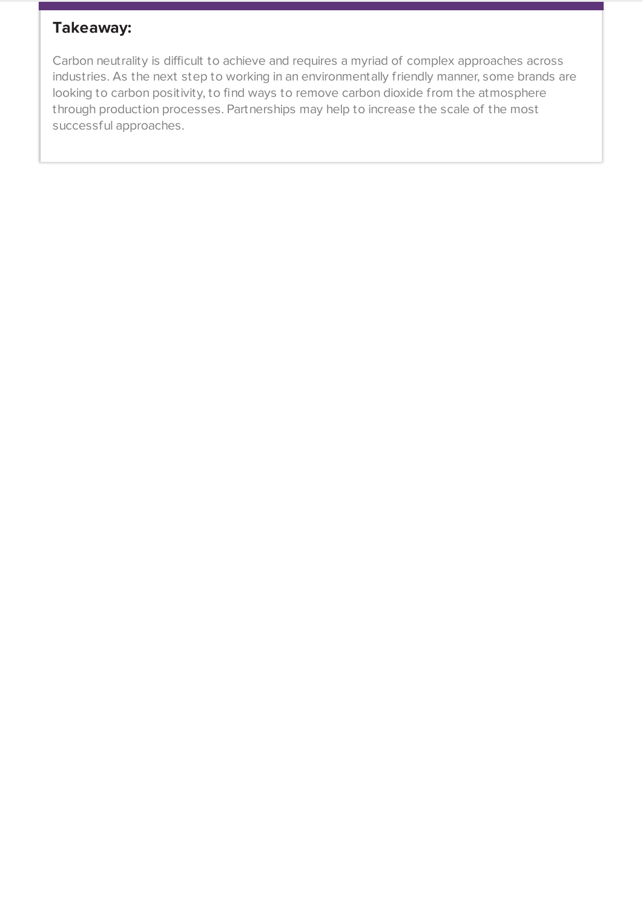**Takeaway:**

Carbon neutrality is difficult to achieve and requires a myriad of complex approaches across industries. As the next step to working in an environmentally friendly manner, some brands are looking to carbon positivity, to find ways to remove carbon dioxide from the atmosphere through production processes. Partnerships may help to increase the scale of the most successful approaches.